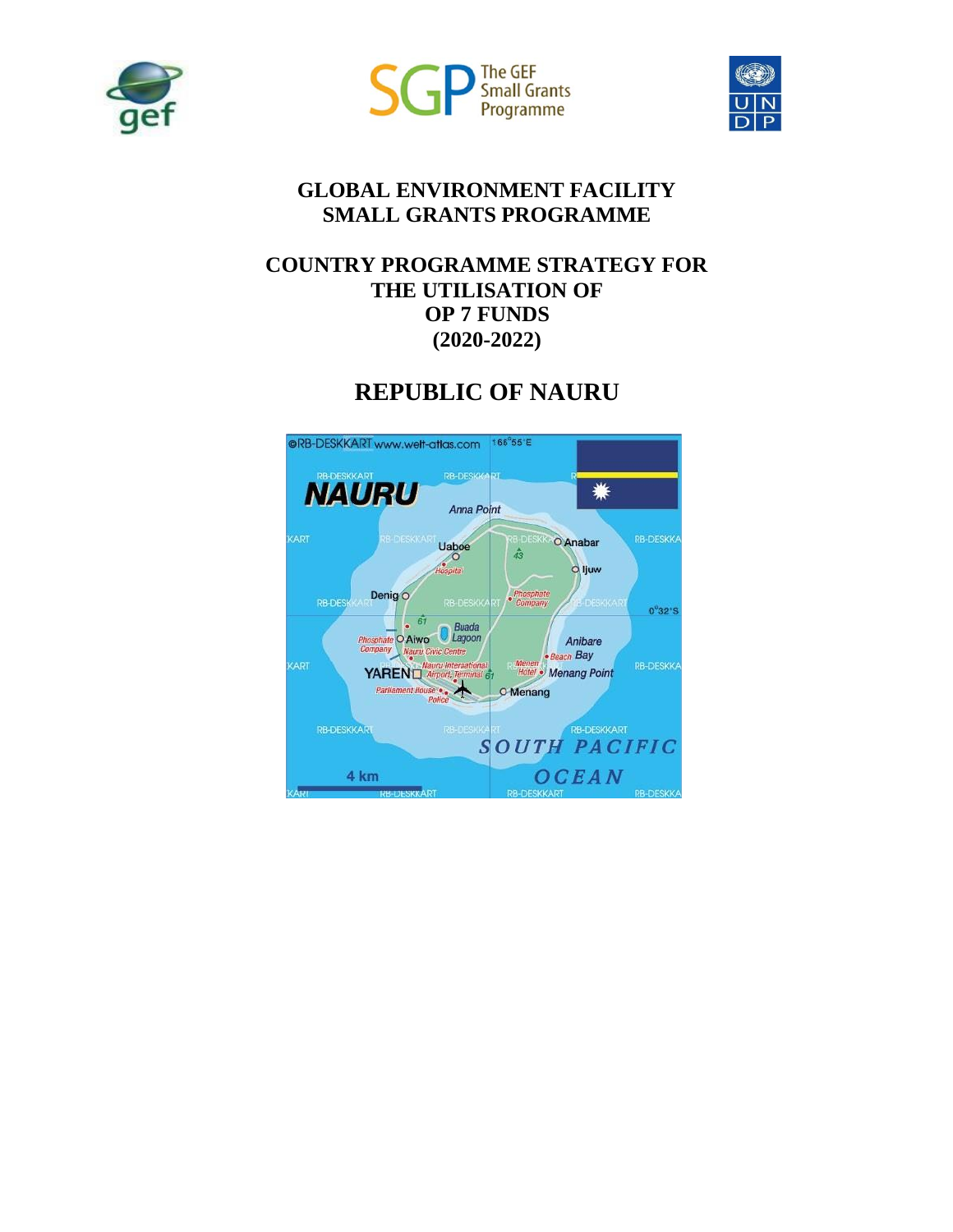# GLOBAL ENVIRONMENT FACILITY SMALL GRANTS PROGRAMME

## COUNTRY PROGRAMME STRATEGY FOR THE UTILISATION OF OP 7 FUNDS (2020-2022)

# REPUBLIC OF NAURU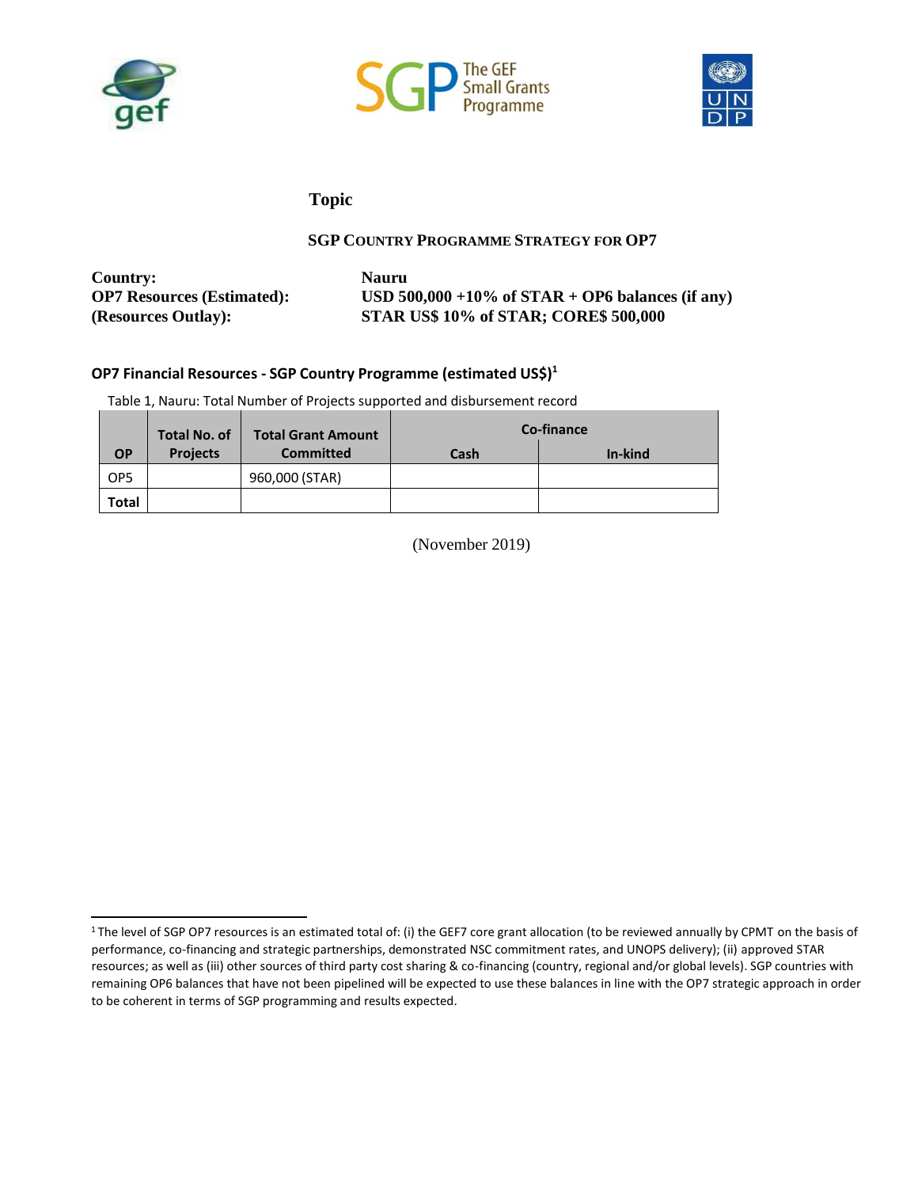**Topic**

**SGP COUNTRY PROGRAMME STRATEGY FOR OP7**

| | |
|---|---|
| **Country:** | **Nauru** |
| **OP7 Resources (Estimated):** | **USD 500,000 +10% of STAR + OP6 balances (if any)** |
| **(Resources Outlay):** | **STAR US$ 10% of STAR; CORE$ 500,000** |

### OP7 Financial Resources - SGP Country Programme (estimated US$)[1]

Table 1, Nauru: Total Number of Projects supported and disbursement record

| OP | Total No. of Projects | Total Grant Amount Committed | Co-finance | |
|---|---|---|---|---|
| | | | Cash | In-kind |
| OP5 | | 960,000 (STAR) | | |
| **Total** | | | | |

(November 2019)

[1] The level of SGP OP7 resources is an estimated total of: (i) the GEF7 core grant allocation (to be reviewed annually by CPMT on the basis of performance, co-financing and strategic partnerships, demonstrated NSC commitment rates, and UNOPS delivery); (ii) approved STAR resources; as well as (iii) other sources of third party cost sharing & co-financing (country, regional and/or global levels). SGP countries with remaining OP6 balances that have not been pipelined will be expected to use these balances in line with the OP7 strategic approach in order to be coherent in terms of SGP programming and results expected.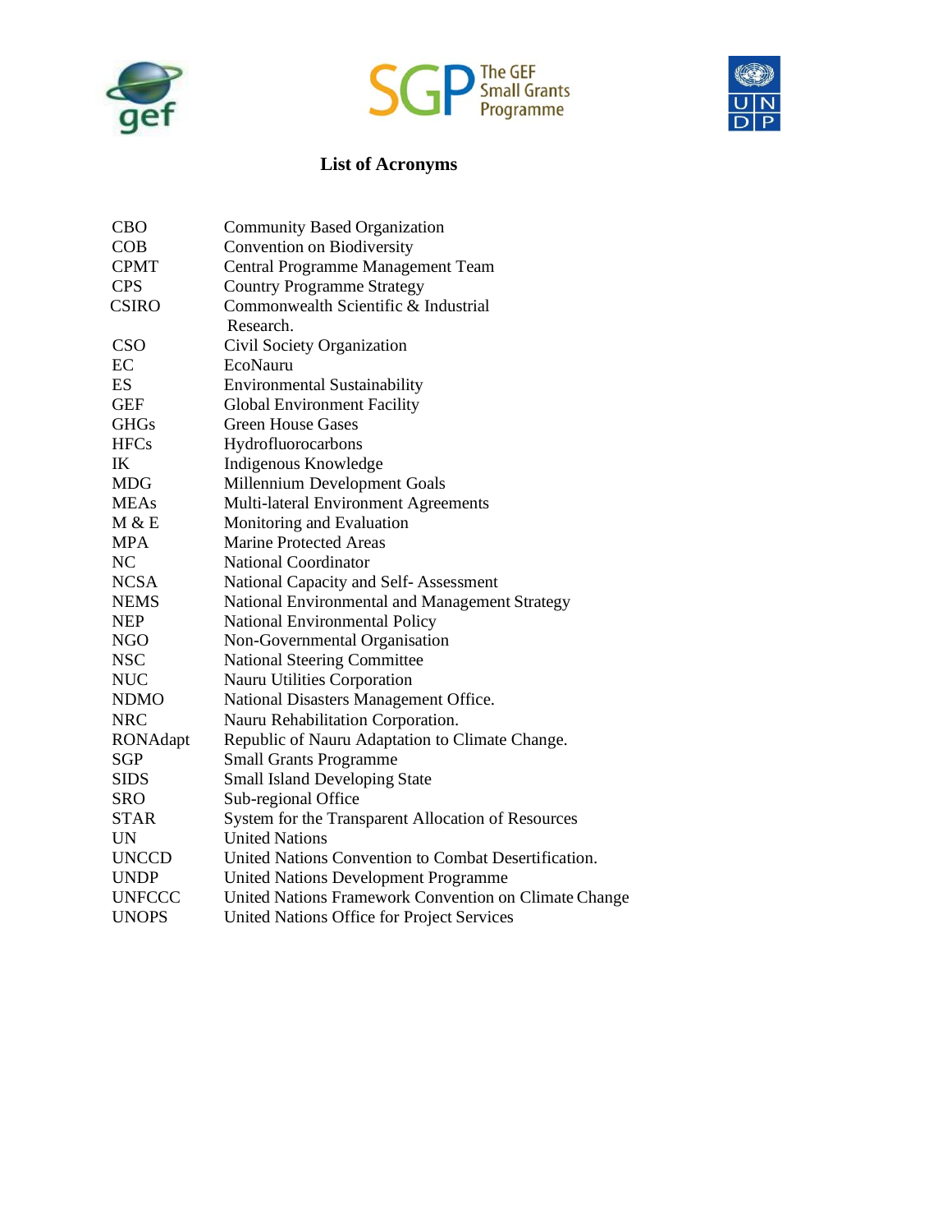# List of Acronyms

| | |
|---|---|
| CBO | Community Based Organization |
| COB | Convention on Biodiversity |
| CPMT | Central Programme Management Team |
| CPS | Country Programme Strategy |
| CSIRO | Commonwealth Scientific & Industrial Research. |
| CSO | Civil Society Organization |
| EC | EcoNauru |
| ES | Environmental Sustainability |
| GEF | Global Environment Facility |
| GHGs | Green House Gases |
| HFCs | Hydrofluorocarbons |
| IK | Indigenous Knowledge |
| MDG | Millennium Development Goals |
| MEAs | Multi-lateral Environment Agreements |
| M & E | Monitoring and Evaluation |
| MPA | Marine Protected Areas |
| NC | National Coordinator |
| NCSA | National Capacity and Self- Assessment |
| NEMS | National Environmental and Management Strategy |
| NEP | National Environmental Policy |
| NGO | Non-Governmental Organisation |
| NSC | National Steering Committee |
| NUC | Nauru Utilities Corporation |
| NDMO | National Disasters Management Office. |
| NRC | Nauru Rehabilitation Corporation. |
| RONAdapt | Republic of Nauru Adaptation to Climate Change. |
| SGP | Small Grants Programme |
| SIDS | Small Island Developing State |
| SRO | Sub-regional Office |
| STAR | System for the Transparent Allocation of Resources |
| UN | United Nations |
| UNCCD | United Nations Convention to Combat Desertification. |
| UNDP | United Nations Development Programme |
| UNFCCC | United Nations Framework Convention on Climate Change |
| UNOPS | United Nations Office for Project Services |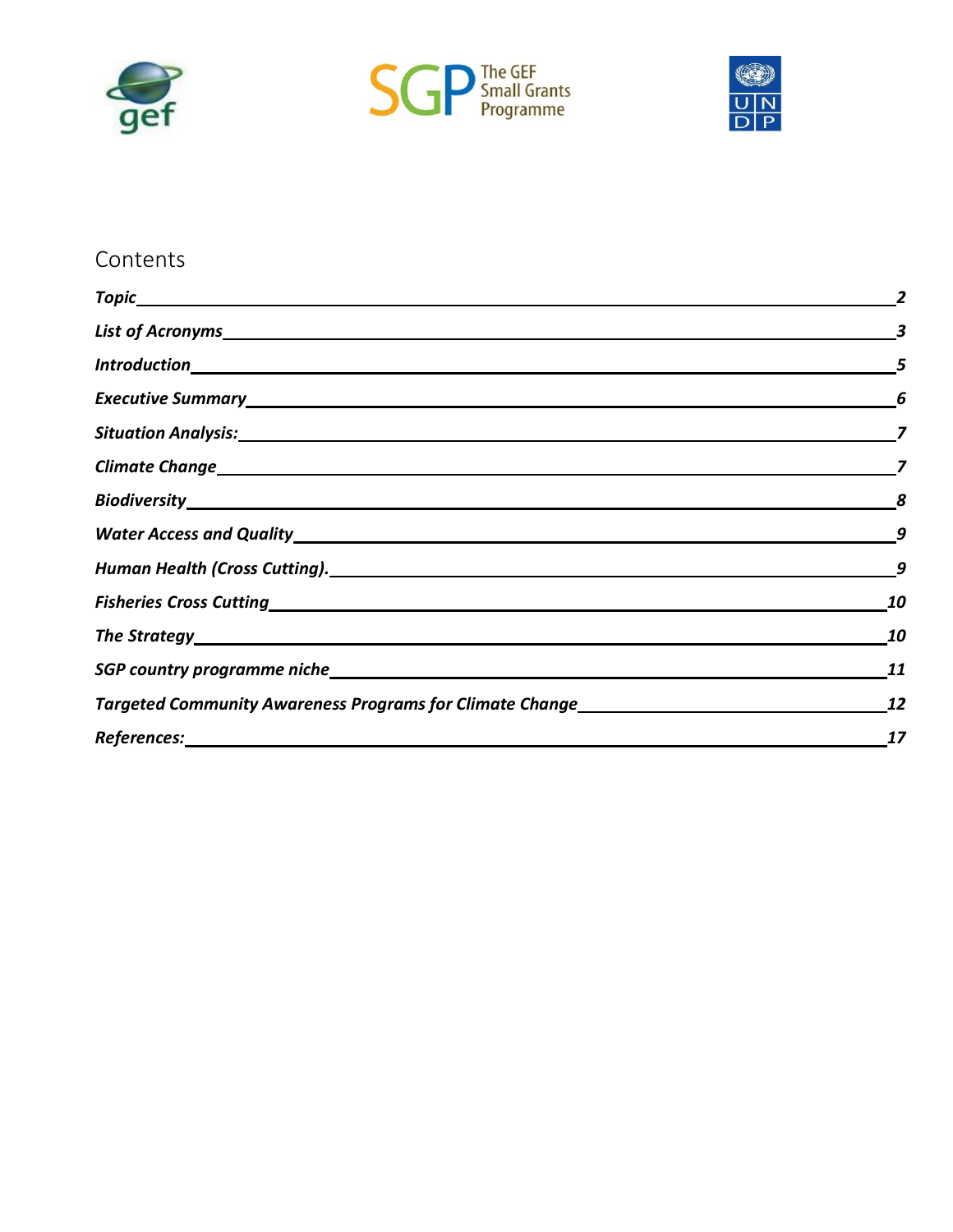## Contents

| | |
|---|---|
| *Topic* | *2* |
| *List of Acronyms* | *3* |
| *Introduction* | *5* |
| *Executive Summary* | *6* |
| *Situation Analysis:* | *7* |
| *Climate Change* | *7* |
| *Biodiversity* | *8* |
| *Water Access and Quality* | *9* |
| *Human Health (Cross Cutting).* | *9* |
| *Fisheries Cross Cutting* | *10* |
| *The Strategy* | *10* |
| *SGP country programme niche* | *11* |
| *Targeted Community Awareness Programs for Climate Change* | *12* |
| *References:* | *17* |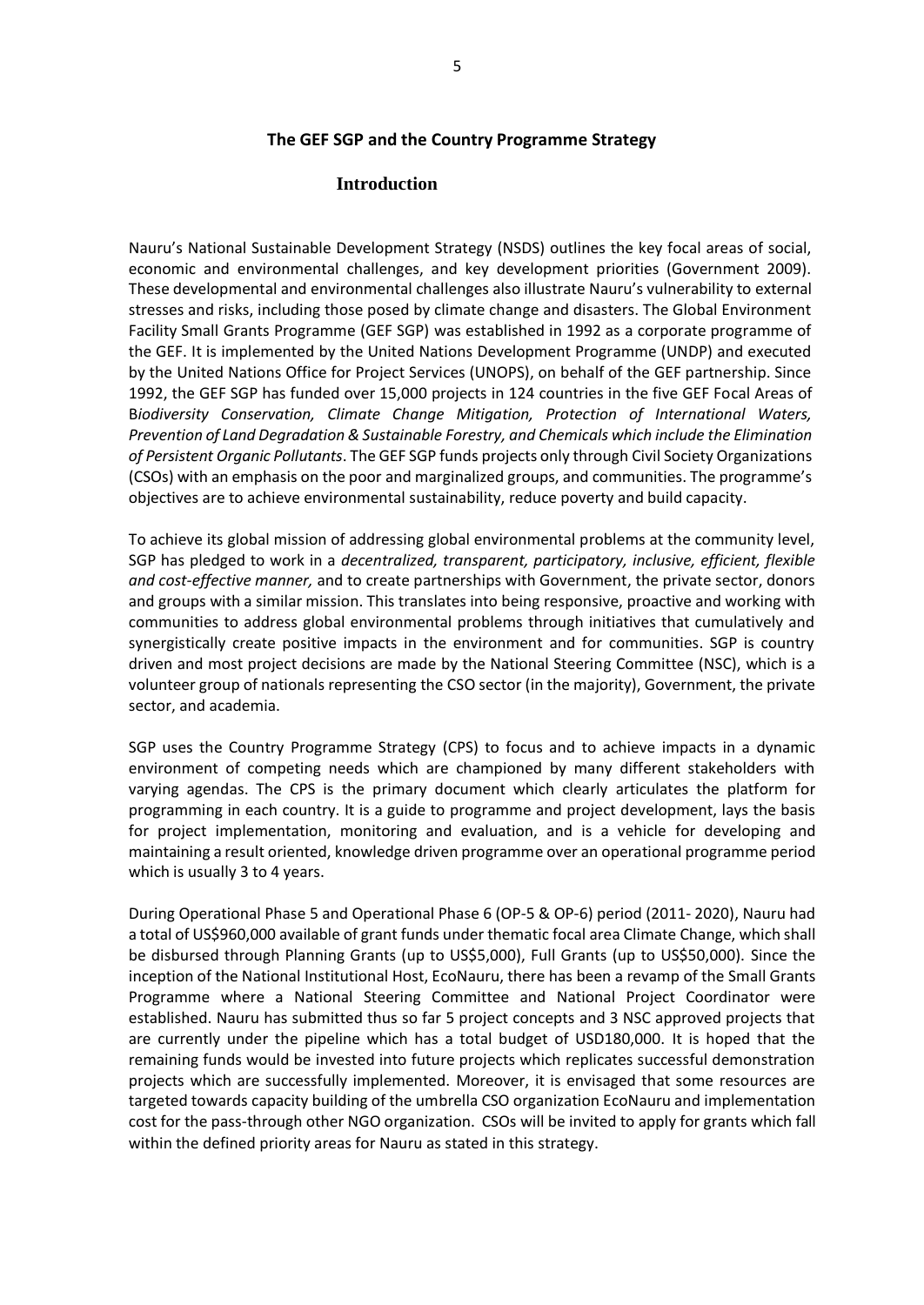## The GEF SGP and the Country Programme Strategy

### Introduction

Nauru's National Sustainable Development Strategy (NSDS) outlines the key focal areas of social, economic and environmental challenges, and key development priorities (Government 2009). These developmental and environmental challenges also illustrate Nauru's vulnerability to external stresses and risks, including those posed by climate change and disasters. The Global Environment Facility Small Grants Programme (GEF SGP) was established in 1992 as a corporate programme of the GEF. It is implemented by the United Nations Development Programme (UNDP) and executed by the United Nations Office for Project Services (UNOPS), on behalf of the GEF partnership. Since 1992, the GEF SGP has funded over 15,000 projects in 124 countries in the five GEF Focal Areas of B*iodiversity Conservation, Climate Change Mitigation, Protection of International Waters, Prevention of Land Degradation & Sustainable Forestry, and Chemicals which include the Elimination of Persistent Organic Pollutants*. The GEF SGP funds projects only through Civil Society Organizations (CSOs) with an emphasis on the poor and marginalized groups, and communities. The programme's objectives are to achieve environmental sustainability, reduce poverty and build capacity.

To achieve its global mission of addressing global environmental problems at the community level, SGP has pledged to work in a *decentralized, transparent, participatory, inclusive, efficient, flexible and cost-effective manner,* and to create partnerships with Government, the private sector, donors and groups with a similar mission. This translates into being responsive, proactive and working with communities to address global environmental problems through initiatives that cumulatively and synergistically create positive impacts in the environment and for communities. SGP is country driven and most project decisions are made by the National Steering Committee (NSC), which is a volunteer group of nationals representing the CSO sector (in the majority), Government, the private sector, and academia.

SGP uses the Country Programme Strategy (CPS) to focus and to achieve impacts in a dynamic environment of competing needs which are championed by many different stakeholders with varying agendas. The CPS is the primary document which clearly articulates the platform for programming in each country. It is a guide to programme and project development, lays the basis for project implementation, monitoring and evaluation, and is a vehicle for developing and maintaining a result oriented, knowledge driven programme over an operational programme period which is usually 3 to 4 years.

During Operational Phase 5 and Operational Phase 6 (OP-5 & OP-6) period (2011- 2020), Nauru had a total of US$960,000 available of grant funds under thematic focal area Climate Change, which shall be disbursed through Planning Grants (up to US$5,000), Full Grants (up to US$50,000). Since the inception of the National Institutional Host, EcoNauru, there has been a revamp of the Small Grants Programme where a National Steering Committee and National Project Coordinator were established. Nauru has submitted thus so far 5 project concepts and 3 NSC approved projects that are currently under the pipeline which has a total budget of USD180,000. It is hoped that the remaining funds would be invested into future projects which replicates successful demonstration projects which are successfully implemented. Moreover, it is envisaged that some resources are targeted towards capacity building of the umbrella CSO organization EcoNauru and implementation cost for the pass-through other NGO organization. CSOs will be invited to apply for grants which fall within the defined priority areas for Nauru as stated in this strategy.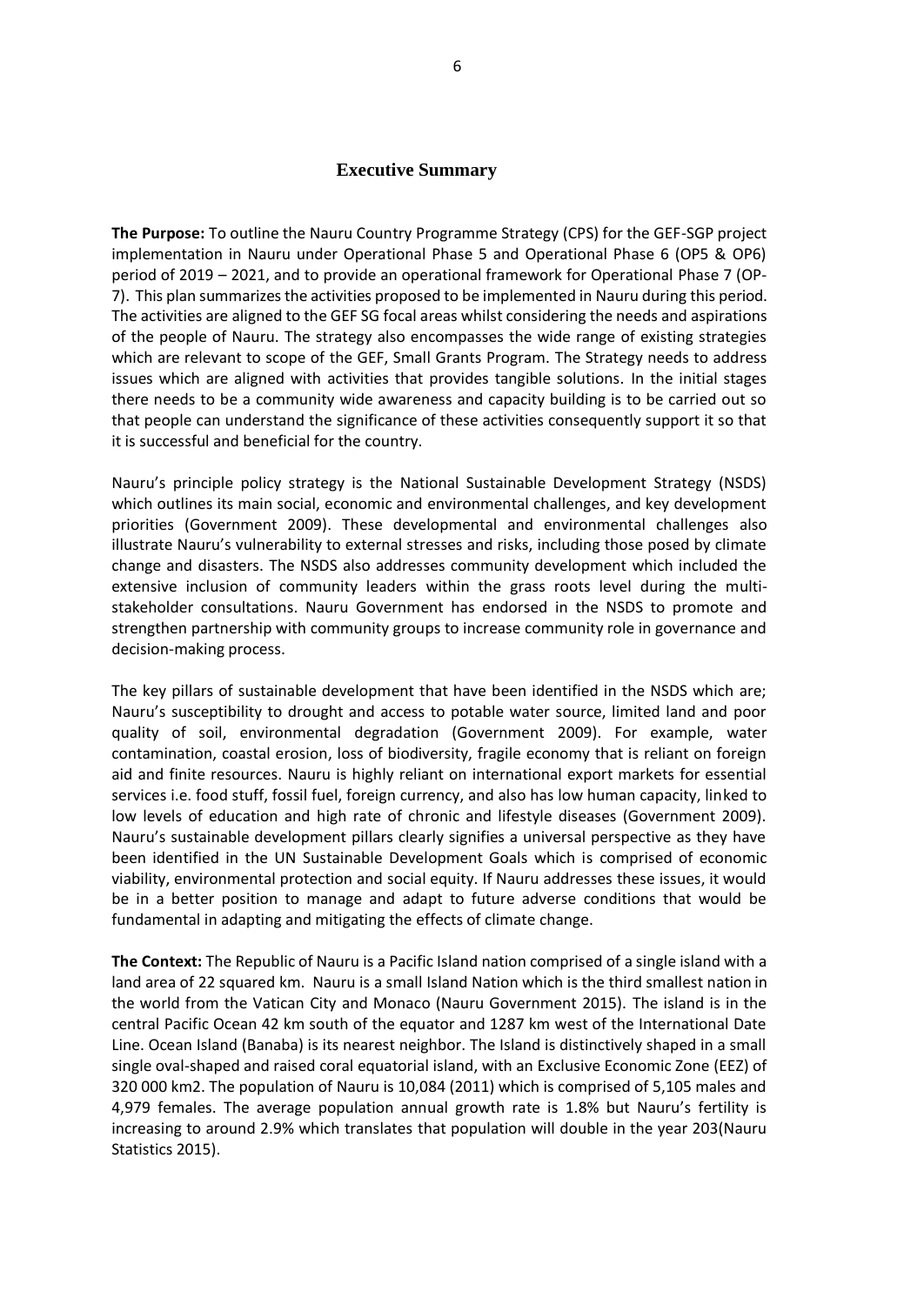## Executive Summary

**The Purpose:** To outline the Nauru Country Programme Strategy (CPS) for the GEF-SGP project implementation in Nauru under Operational Phase 5 and Operational Phase 6 (OP5 & OP6) period of 2019 – 2021, and to provide an operational framework for Operational Phase 7 (OP-7). This plan summarizes the activities proposed to be implemented in Nauru during this period. The activities are aligned to the GEF SG focal areas whilst considering the needs and aspirations of the people of Nauru. The strategy also encompasses the wide range of existing strategies which are relevant to scope of the GEF, Small Grants Program. The Strategy needs to address issues which are aligned with activities that provides tangible solutions. In the initial stages there needs to be a community wide awareness and capacity building is to be carried out so that people can understand the significance of these activities consequently support it so that it is successful and beneficial for the country.

Nauru's principle policy strategy is the National Sustainable Development Strategy (NSDS) which outlines its main social, economic and environmental challenges, and key development priorities (Government 2009). These developmental and environmental challenges also illustrate Nauru's vulnerability to external stresses and risks, including those posed by climate change and disasters. The NSDS also addresses community development which included the extensive inclusion of community leaders within the grass roots level during the multi-stakeholder consultations. Nauru Government has endorsed in the NSDS to promote and strengthen partnership with community groups to increase community role in governance and decision-making process.

The key pillars of sustainable development that have been identified in the NSDS which are; Nauru's susceptibility to drought and access to potable water source, limited land and poor quality of soil, environmental degradation (Government 2009). For example, water contamination, coastal erosion, loss of biodiversity, fragile economy that is reliant on foreign aid and finite resources. Nauru is highly reliant on international export markets for essential services i.e. food stuff, fossil fuel, foreign currency, and also has low human capacity, linked to low levels of education and high rate of chronic and lifestyle diseases (Government 2009). Nauru's sustainable development pillars clearly signifies a universal perspective as they have been identified in the UN Sustainable Development Goals which is comprised of economic viability, environmental protection and social equity. If Nauru addresses these issues, it would be in a better position to manage and adapt to future adverse conditions that would be fundamental in adapting and mitigating the effects of climate change.

**The Context:** The Republic of Nauru is a Pacific Island nation comprised of a single island with a land area of 22 squared km. Nauru is a small Island Nation which is the third smallest nation in the world from the Vatican City and Monaco (Nauru Government 2015). The island is in the central Pacific Ocean 42 km south of the equator and 1287 km west of the International Date Line. Ocean Island (Banaba) is its nearest neighbor. The Island is distinctively shaped in a small single oval-shaped and raised coral equatorial island, with an Exclusive Economic Zone (EEZ) of 320 000 km2. The population of Nauru is 10,084 (2011) which is comprised of 5,105 males and 4,979 females. The average population annual growth rate is 1.8% but Nauru's fertility is increasing to around 2.9% which translates that population will double in the year 203(Nauru Statistics 2015).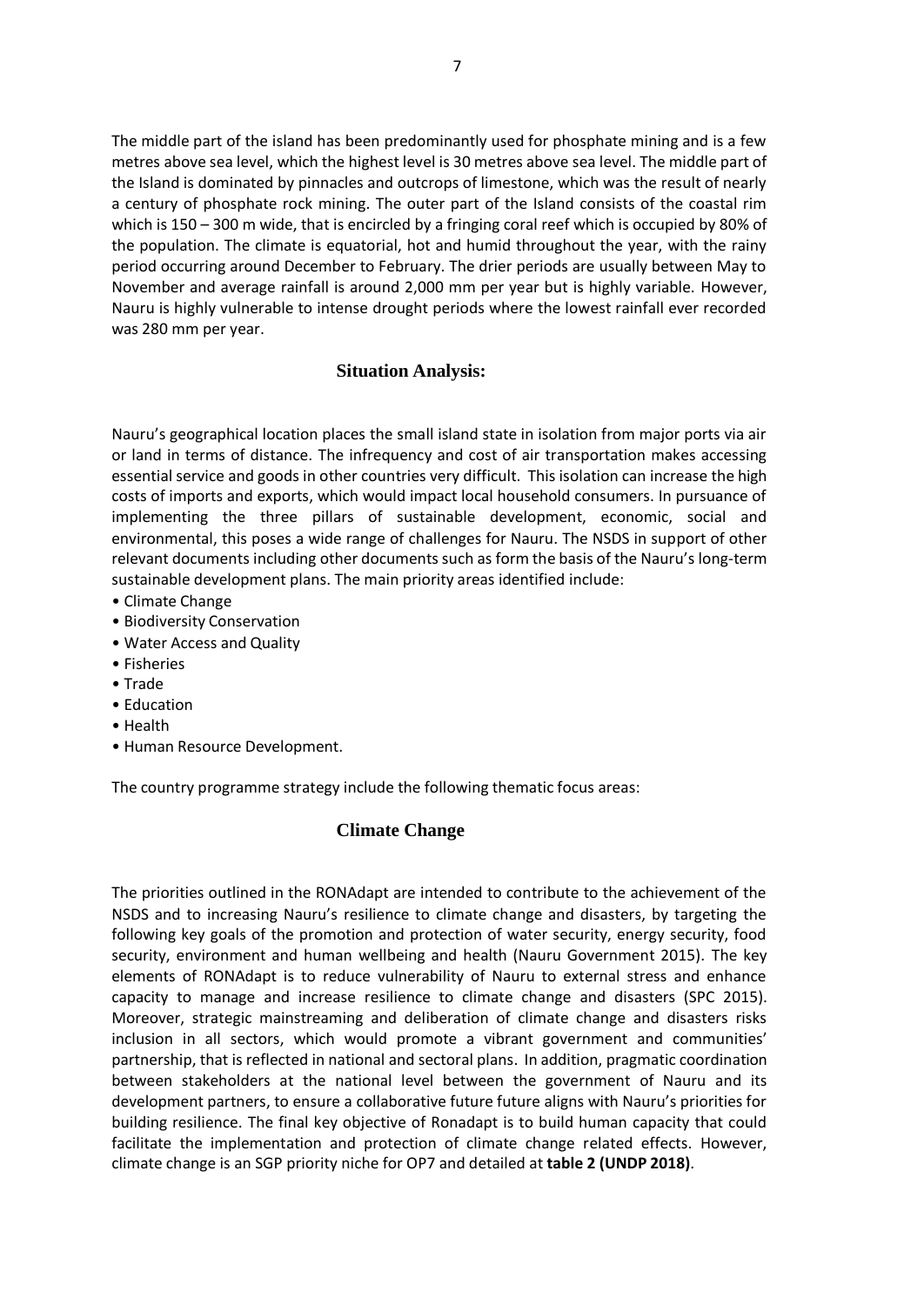The middle part of the island has been predominantly used for phosphate mining and is a few metres above sea level, which the highest level is 30 metres above sea level. The middle part of the Island is dominated by pinnacles and outcrops of limestone, which was the result of nearly a century of phosphate rock mining. The outer part of the Island consists of the coastal rim which is 150 – 300 m wide, that is encircled by a fringing coral reef which is occupied by 80% of the population. The climate is equatorial, hot and humid throughout the year, with the rainy period occurring around December to February. The drier periods are usually between May to November and average rainfall is around 2,000 mm per year but is highly variable. However, Nauru is highly vulnerable to intense drought periods where the lowest rainfall ever recorded was 280 mm per year.

## Situation Analysis:

Nauru's geographical location places the small island state in isolation from major ports via air or land in terms of distance. The infrequency and cost of air transportation makes accessing essential service and goods in other countries very difficult. This isolation can increase the high costs of imports and exports, which would impact local household consumers. In pursuance of implementing the three pillars of sustainable development, economic, social and environmental, this poses a wide range of challenges for Nauru. The NSDS in support of other relevant documents including other documents such as form the basis of the Nauru's long-term sustainable development plans. The main priority areas identified include:

- Climate Change
- Biodiversity Conservation
- Water Access and Quality
- Fisheries
- Trade
- Education
- Health
- Human Resource Development.

The country programme strategy include the following thematic focus areas:

## Climate Change

The priorities outlined in the RONAdapt are intended to contribute to the achievement of the NSDS and to increasing Nauru's resilience to climate change and disasters, by targeting the following key goals of the promotion and protection of water security, energy security, food security, environment and human wellbeing and health (Nauru Government 2015). The key elements of RONAdapt is to reduce vulnerability of Nauru to external stress and enhance capacity to manage and increase resilience to climate change and disasters (SPC 2015). Moreover, strategic mainstreaming and deliberation of climate change and disasters risks inclusion in all sectors, which would promote a vibrant government and communities' partnership, that is reflected in national and sectoral plans. In addition, pragmatic coordination between development stakeholders at the national level between the government of Nauru and its development partners, to ensure a collaborative future future aligns with Nauru's priorities for building resilience. The final key objective of Ronadapt is to build human capacity that could facilitate the implementation and protection of climate change related effects. However, climate change is an SGP priority niche for OP7 and detailed at **table 2 (UNDP 2018)**.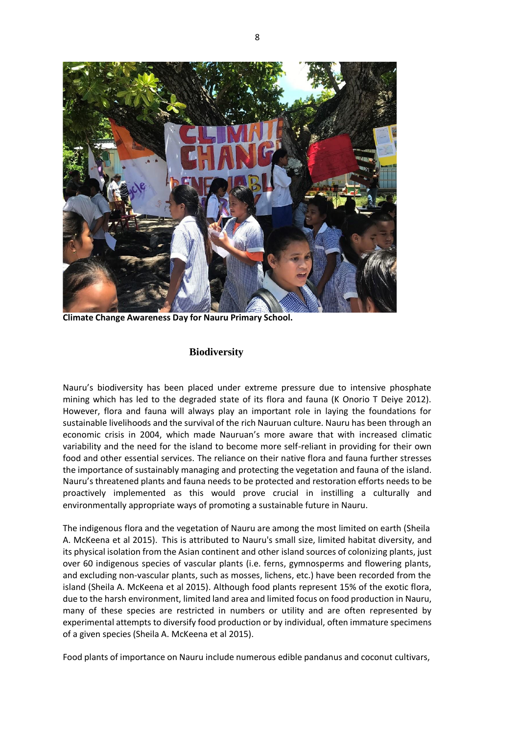**Climate Change Awareness Day for Nauru Primary School.**

## Biodiversity

Nauru's biodiversity has been placed under extreme pressure due to intensive phosphate mining which has led to the degraded state of its flora and fauna (K Onorio T Deiye 2012). However, flora and fauna will always play an important role in laying the foundations for sustainable livelihoods and the survival of the rich Nauruan culture. Nauru has been through an economic crisis in 2004, which made Nauruan's more aware that with increased climatic variability and the need for the island to become more self-reliant in providing for their own food and other essential services. The reliance on their native flora and fauna further stresses the importance of sustainably managing and protecting the vegetation and fauna of the island. Nauru's threatened plants and fauna needs to be protected and restoration efforts needs to be proactively implemented as this would prove crucial in instilling a culturally and environmentally appropriate ways of promoting a sustainable future in Nauru.

The indigenous flora and the vegetation of Nauru are among the most limited on earth (Sheila A. McKeena et al 2015). This is attributed to Nauru's small size, limited habitat diversity, and its physical isolation from the Asian continent and other island sources of colonizing plants, just over 60 indigenous species of vascular plants (i.e. ferns, gymnosperms and flowering plants, and excluding non-vascular plants, such as mosses, lichens, etc.) have been recorded from the island (Sheila A. McKeena et al 2015). Although food plants represent 15% of the exotic flora, due to the harsh environment, limited land area and limited focus on food production in Nauru, many of these species are restricted in numbers or utility and are often represented by experimental attempts to diversify food production or by individual, often immature specimens of a given species (Sheila A. McKeena et al 2015).

Food plants of importance on Nauru include numerous edible pandanus and coconut cultivars,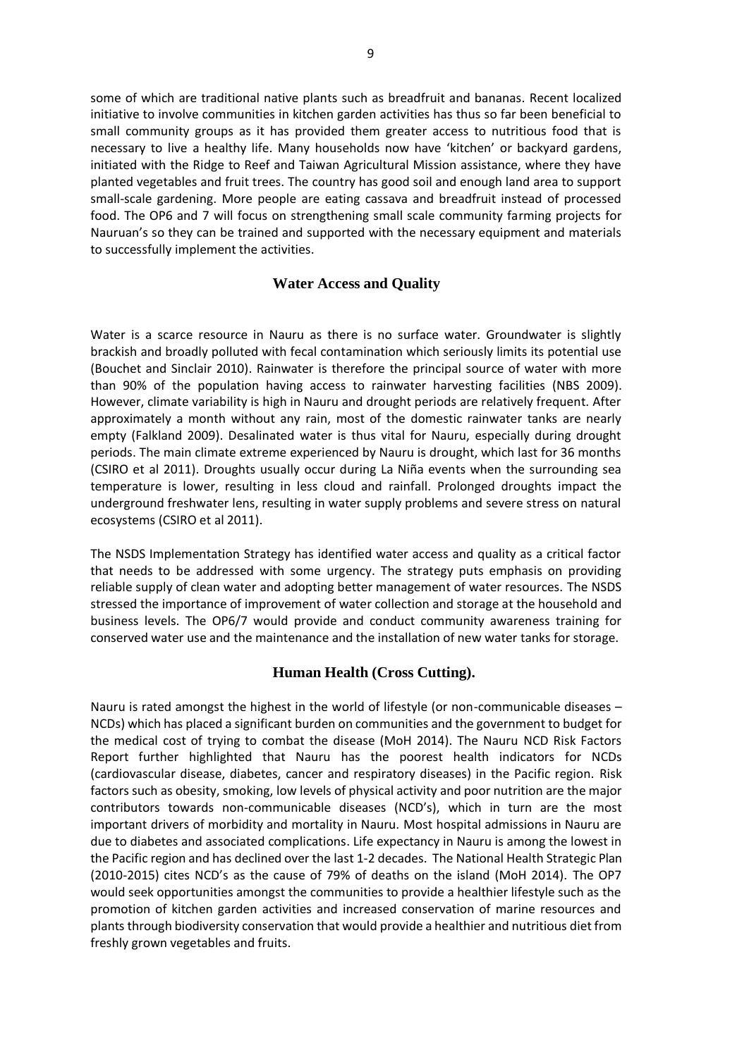some of which are traditional native plants such as breadfruit and bananas. Recent localized initiative to involve communities in kitchen garden activities has thus so far been beneficial to small community groups as it has provided them greater access to nutritious food that is necessary to live a healthy life. Many households now have 'kitchen' or backyard gardens, initiated with the Ridge to Reef and Taiwan Agricultural Mission assistance, where they have planted vegetables and fruit trees. The country has good soil and enough land area to support small-scale gardening. More people are eating cassava and breadfruit instead of processed food. The OP6 and 7 will focus on strengthening small scale community farming projects for Nauruan's so they can be trained and supported with the necessary equipment and materials to successfully implement the activities.

## Water Access and Quality

Water is a scarce resource in Nauru as there is no surface water. Groundwater is slightly brackish and broadly polluted with fecal contamination which seriously limits its potential use (Bouchet and Sinclair 2010). Rainwater is therefore the principal source of water with more than 90% of the population having access to rainwater harvesting facilities (NBS 2009). However, climate variability is high in Nauru and drought periods are relatively frequent. After approximately a month without any rain, most of the domestic rainwater tanks are nearly empty (Falkland 2009). Desalinated water is thus vital for Nauru, especially during drought periods. The main climate extreme experienced by Nauru is drought, which last for 36 months (CSIRO et al 2011). Droughts usually occur during La Niña events when the surrounding sea temperature is lower, resulting in less cloud and rainfall. Prolonged droughts impact the underground freshwater lens, resulting in water supply problems and severe stress on natural ecosystems (CSIRO et al 2011).

The NSDS Implementation Strategy has identified water access and quality as a critical factor that needs to be addressed with some urgency. The strategy puts emphasis on providing reliable supply of clean water and adopting better management of water resources. The NSDS stressed the importance of improvement of water collection and storage at the household and business levels. The OP6/7 would provide and conduct community awareness training for conserved water use and the maintenance and the installation of new water tanks for storage.

## Human Health (Cross Cutting).

Nauru is rated amongst the highest in the world of lifestyle (or non-communicable diseases – NCDs) which has placed a significant burden on communities and the government to budget for the medical cost of trying to combat the disease (MoH 2014). The Nauru NCD Risk Factors Report further highlighted that Nauru has the poorest health indicators for NCDs (cardiovascular disease, diabetes, cancer and respiratory diseases) in the Pacific region. Risk factors such as obesity, smoking, low levels of physical activity and poor nutrition are the major contributors towards non-communicable diseases (NCD's), which in turn are the most important drivers of morbidity and mortality in Nauru. Most hospital admissions in Nauru are due to diabetes and associated complications. Life expectancy in Nauru is among the lowest in the Pacific region and has declined over the last 1-2 decades. The National Health Strategic Plan (2010-2015) cites NCD's as the cause of 79% of deaths on the island (MoH 2014). The OP7 would seek opportunities amongst the communities to provide a healthier lifestyle such as the promotion of kitchen garden activities and increased conservation of marine resources and plants through biodiversity conservation that would provide a healthier and nutritious diet from freshly grown vegetables and fruits.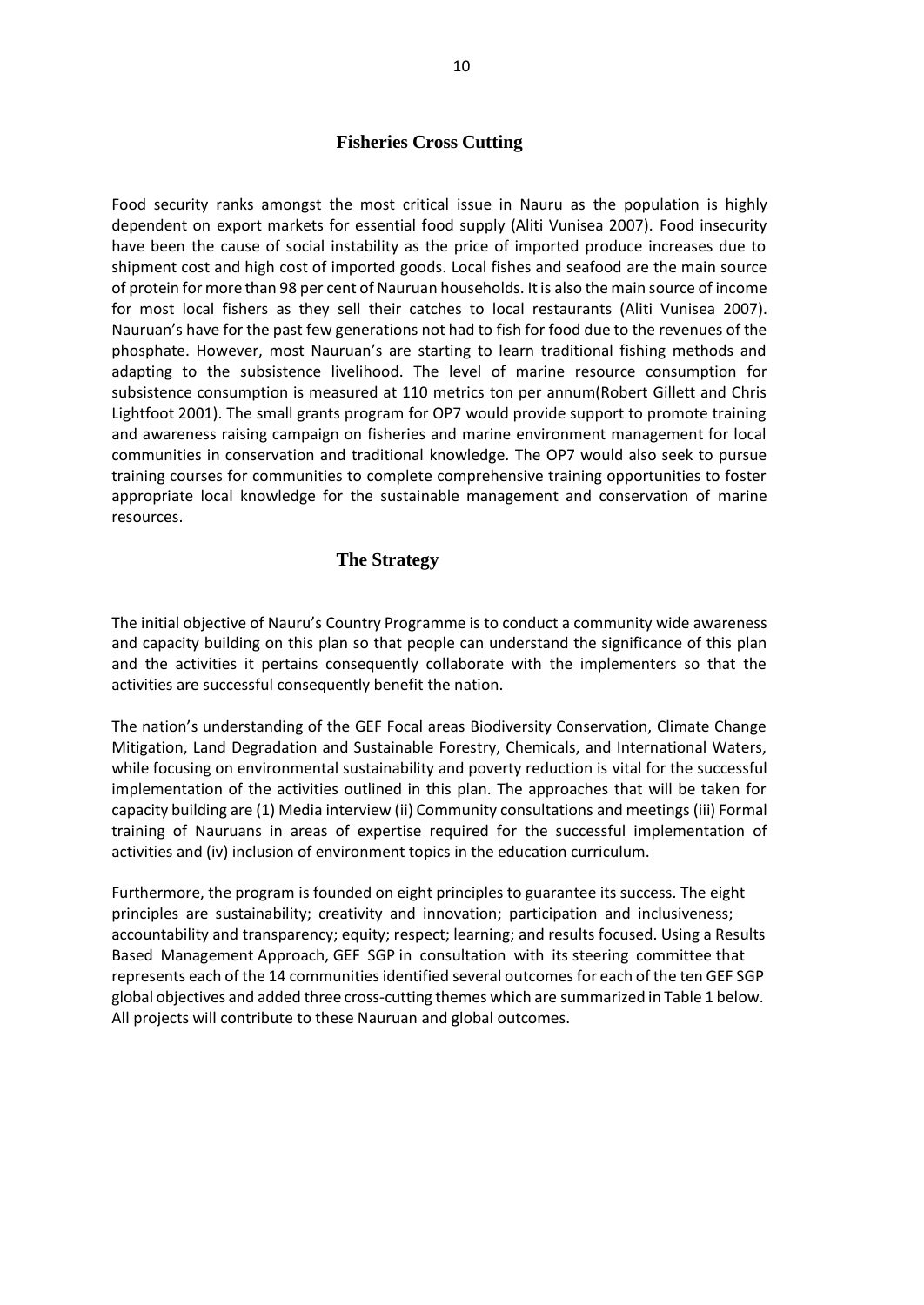## Fisheries Cross Cutting

Food security ranks amongst the most critical issue in Nauru as the population is highly dependent on export markets for essential food supply (Aliti Vunisea 2007). Food insecurity have been the cause of social instability as the price of imported produce increases due to shipment cost and high cost of imported goods. Local fishes and seafood are the main source of protein for more than 98 per cent of Nauruan households. It is also the main source of income for most local fishers as they sell their catches to local restaurants (Aliti Vunisea 2007). Nauruan's have for the past few generations not had to fish for food due to the revenues of the phosphate. However, most Nauruan's are starting to learn traditional fishing methods and adapting to the subsistence livelihood. The level of marine resource consumption for subsistence consumption is measured at 110 metrics ton per annum(Robert Gillett and Chris Lightfoot 2001). The small grants program for OP7 would provide support to promote training and awareness raising campaign on fisheries and marine environment management for local communities in conservation and traditional knowledge. The OP7 would also seek to pursue training courses for communities to complete comprehensive training opportunities to foster appropriate local knowledge for the sustainable management and conservation of marine resources.

## The Strategy

The initial objective of Nauru's Country Programme is to conduct a community wide awareness and capacity building on this plan so that people can understand the significance of this plan and the activities it pertains consequently collaborate with the implementers so that the activities are successful consequently benefit the nation.

The nation's understanding of the GEF Focal areas Biodiversity Conservation, Climate Change Mitigation, Land Degradation and Sustainable Forestry, Chemicals, and International Waters, while focusing on environmental sustainability and poverty reduction is vital for the successful implementation of the activities outlined in this plan. The approaches that will be taken for capacity building are (1) Media interview (ii) Community consultations and meetings (iii) Formal training of Nauruans in areas of expertise required for the successful implementation of activities and (iv) inclusion of environment topics in the education curriculum.

Furthermore, the program is founded on eight principles to guarantee its success. The eight principles are sustainability; creativity and innovation; participation and inclusiveness; accountability and transparency; equity; respect; learning; and results focused. Using a Results Based Management Approach, GEF SGP in consultation with its steering committee that represents each of the 14 communities identified several outcomes for each of the ten GEF SGP global objectives and added three cross-cutting themes which are summarized in Table 1 below. All projects will contribute to these Nauruan and global outcomes.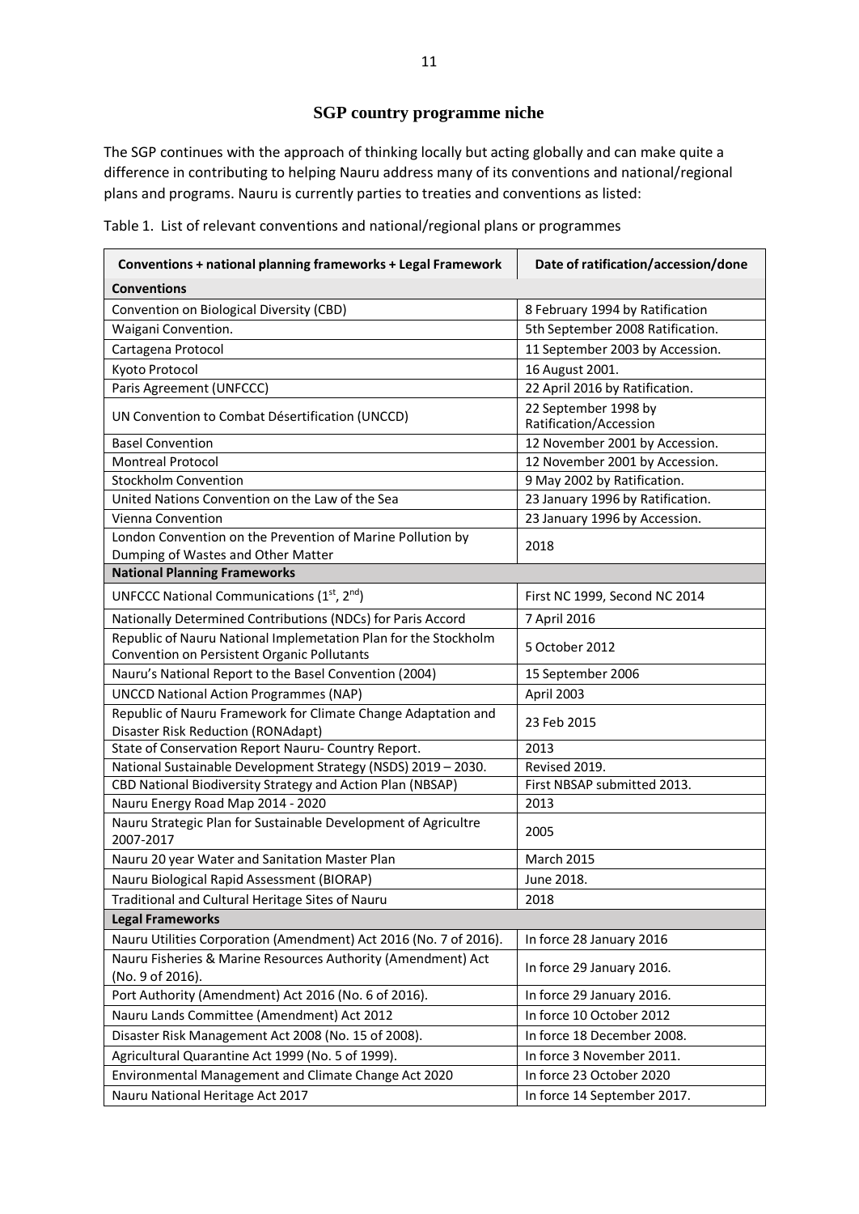## SGP country programme niche

The SGP continues with the approach of thinking locally but acting globally and can make quite a difference in contributing to helping Nauru address many of its conventions and national/regional plans and programs. Nauru is currently parties to treaties and conventions as listed:

Table 1. List of relevant conventions and national/regional plans or programmes

| Conventions + national planning frameworks + Legal Framework | Date of ratification/accession/done |
|---|---|
| **Conventions** | |
| Convention on Biological Diversity (CBD) | 8 February 1994 by Ratification |
| Waigani Convention. | 5th September 2008 Ratification. |
| Cartagena Protocol | 11 September 2003 by Accession. |
| Kyoto Protocol | 16 August 2001. |
| Paris Agreement (UNFCCC) | 22 April 2016 by Ratification. |
| UN Convention to Combat Désertification (UNCCD) | 22 September 1998 by Ratification/Accession |
| Basel Convention | 12 November 2001 by Accession. |
| Montreal Protocol | 12 November 2001 by Accession. |
| Stockholm Convention | 9 May 2002 by Ratification. |
| United Nations Convention on the Law of the Sea | 23 January 1996 by Ratification. |
| Vienna Convention | 23 January 1996 by Accession. |
| London Convention on the Prevention of Marine Pollution by Dumping of Wastes and Other Matter | 2018 |
| **National Planning Frameworks** | |
| UNFCCC National Communications (1st, 2nd) | First NC 1999, Second NC 2014 |
| Nationally Determined Contributions (NDCs) for Paris Accord | 7 April 2016 |
| Republic of Nauru National Implemetation Plan for the Stockholm Convention on Persistent Organic Pollutants | 5 October 2012 |
| Nauru's National Report to the Basel Convention (2004) | 15 September 2006 |
| UNCCD National Action Programmes (NAP) | April 2003 |
| Republic of Nauru Framework for Climate Change Adaptation and Disaster Risk Reduction (RONAdapt) | 23 Feb 2015 |
| State of Conservation Report Nauru- Country Report. | 2013 |
| National Sustainable Development Strategy (NSDS) 2019 – 2030. | Revised 2019. |
| CBD National Biodiversity Strategy and Action Plan (NBSAP) | First NBSAP submitted 2013. |
| Nauru Energy Road Map 2014 - 2020 | 2013 |
| Nauru Strategic Plan for Sustainable Development of Agricultre 2007-2017 | 2005 |
| Nauru 20 year Water and Sanitation Master Plan | March 2015 |
| Nauru Biological Rapid Assessment (BIORAP) | June 2018. |
| Traditional and Cultural Heritage Sites of Nauru | 2018 |
| **Legal Frameworks** | |
| Nauru Utilities Corporation (Amendment) Act 2016 (No. 7 of 2016). | In force 28 January 2016 |
| Nauru Fisheries & Marine Resources Authority (Amendment) Act (No. 9 of 2016). | In force 29 January 2016. |
| Port Authority (Amendment) Act 2016 (No. 6 of 2016). | In force 29 January 2016. |
| Nauru Lands Committee (Amendment) Act 2012 | In force 10 October 2012 |
| Disaster Risk Management Act 2008 (No. 15 of 2008). | In force 18 December 2008. |
| Agricultural Quarantine Act 1999 (No. 5 of 1999). | In force 3 November 2011. |
| Environmental Management and Climate Change Act 2020 | In force 23 October 2020 |
| Nauru National Heritage Act 2017 | In force 14 September 2017. |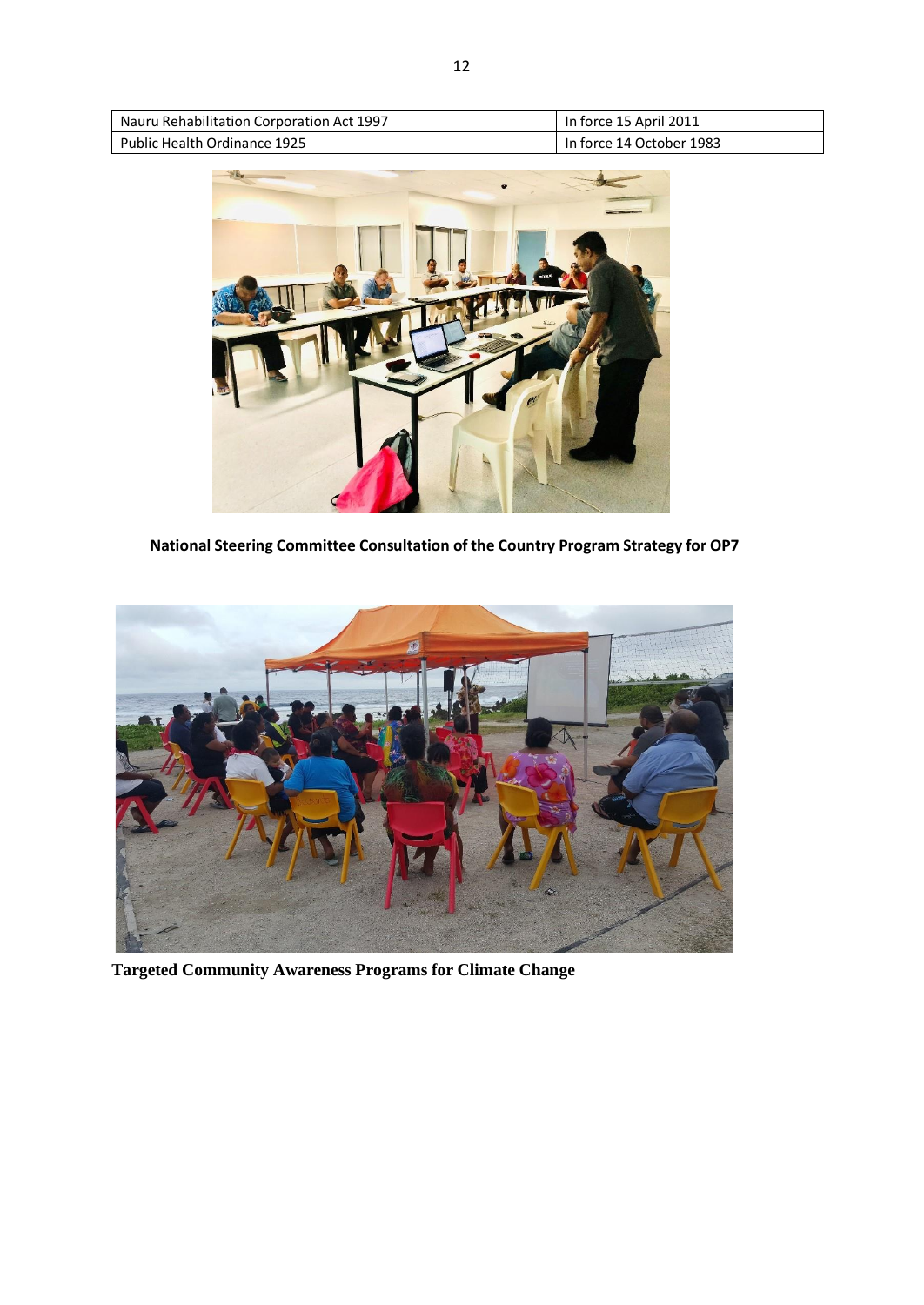| Nauru Rehabilitation Corporation Act 1997 | In force 15 April 2011 |
|---|---|
| Public Health Ordinance 1925 | In force 14 October 1983 |

**National Steering Committee Consultation of the Country Program Strategy for OP7**

**Targeted Community Awareness Programs for Climate Change**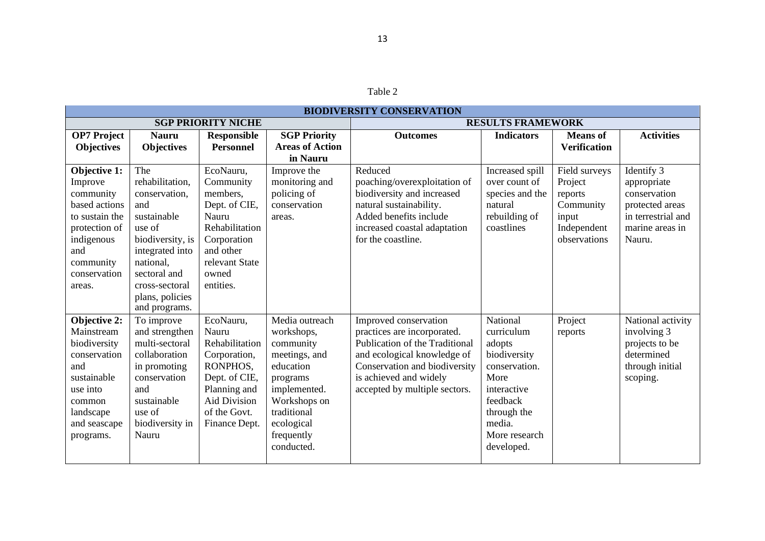Table 2

| BIODIVERSITY CONSERVATION | | | | | | | |
|---|---|---|---|---|---|---|---|
| SGP PRIORITY NICHE | | | | RESULTS FRAMEWORK | | | |
| **OP7 Project Objectives** | **Nauru Objectives** | **Responsible Personnel** | **SGP Priority Areas of Action in Nauru** | **Outcomes** | **Indicators** | **Means of Verification** | **Activities** |
| **Objective 1:** Improve community based actions to sustain the protection of indigenous and community conservation areas. | The rehabilitation, conservation, and sustainable use of biodiversity, is integrated into national, sectoral and cross-sectoral plans, policies and programs. | EcoNauru, Community members, Dept. of CIE, Nauru Rehabilitation Corporation and other relevant State owned entities. | Improve the monitoring and policing of conservation areas. | Reduced poaching/overexploitation of biodiversity and increased natural sustainability. Added benefits include increased coastal adaptation for the coastline. | Increased spill over count of species and the natural rebuilding of coastlines | Field surveys Project reports Community input Independent observations | Identify 3 appropriate conservation protected areas in terrestrial and marine areas in Nauru. |
| **Objective 2:** Mainstream biodiversity conservation and sustainable use into common landscape and seascape programs. | To improve and strengthen multi-sectoral collaboration in promoting conservation and sustainable use of biodiversity in Nauru | EcoNauru, Nauru Rehabilitation Corporation, RONPHOS, Dept. of CIE, Planning and Aid Division of the Govt. Finance Dept. | Media outreach workshops, community meetings, and education programs implemented. Workshops on traditional ecological frequently conducted. | Improved conservation practices are incorporated. Publication of the Traditional and ecological knowledge of Conservation and biodiversity is achieved and widely accepted by multiple sectors. | National curriculum adopts biodiversity conservation. More interactive feedback through the media. More research developed. | Project reports | National activity involving 3 projects to be determined through initial scoping. |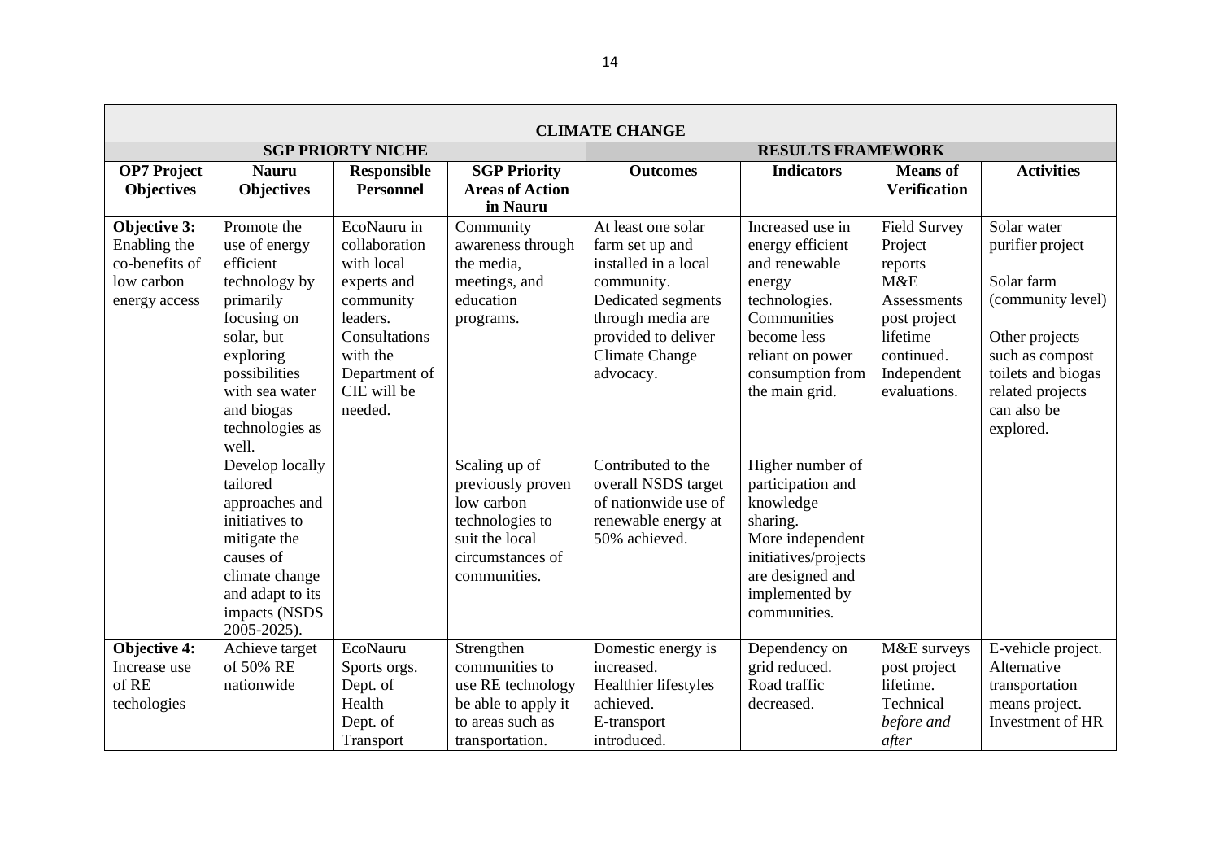| CLIMATE CHANGE | | | | | | | |
|---|---|---|---|---|---|---|---|
| **SGP PRIORTY NICHE** | | | | **RESULTS FRAMEWORK** | | | |
| **OP7 Project Objectives** | **Nauru Objectives** | **Responsible Personnel** | **SGP Priority Areas of Action in Nauru** | **Outcomes** | **Indicators** | **Means of Verification** | **Activities** |
| **Objective 3:** Enabling the co-benefits of low carbon energy access | Promote the use of energy efficient technology by primarily focusing on solar, but exploring possibilities with sea water and biogas technologies as well. | EcoNauru in collaboration with local experts and community leaders. Consultations with the Department of CIE will be needed. | Community awareness through the media, meetings, and education programs. | At least one solar farm set up and installed in a local community. Dedicated segments through media are provided to deliver Climate Change advocacy. | Increased use in energy efficient and renewable energy technologies. Communities become less reliant on power consumption from the main grid. | Field Survey Project reports M&E Assessments post project lifetime continued. Independent evaluations. | Solar water purifier project<br><br>Solar farm (community level)<br><br>Other projects such as compost toilets and biogas related projects can also be explored. |
| | Develop locally tailored approaches and initiatives to mitigate the causes of climate change and adapt to its impacts (NSDS 2005-2025). | | Scaling up of previously proven low carbon technologies to suit the local circumstances of communities. | Contributed to the overall NSDS target of nationwide use of renewable energy at 50% achieved. | Higher number of participation and knowledge sharing. More independent initiatives/projects are designed and implemented by communities. | | |
| **Objective 4:** Increase use of RE techologies | Achieve target of 50% RE nationwide | EcoNauru Sports orgs. Dept. of Health Dept. of Transport | Strengthen communities to use RE technology be able to apply it to areas such as transportation. | Domestic energy is increased. Healthier lifestyles achieved. E-transport introduced. | Dependency on grid reduced. Road traffic decreased. | M&E surveys post project lifetime. Technical *before and after* | E-vehicle project. Alternative transportation means project. Investment of HR |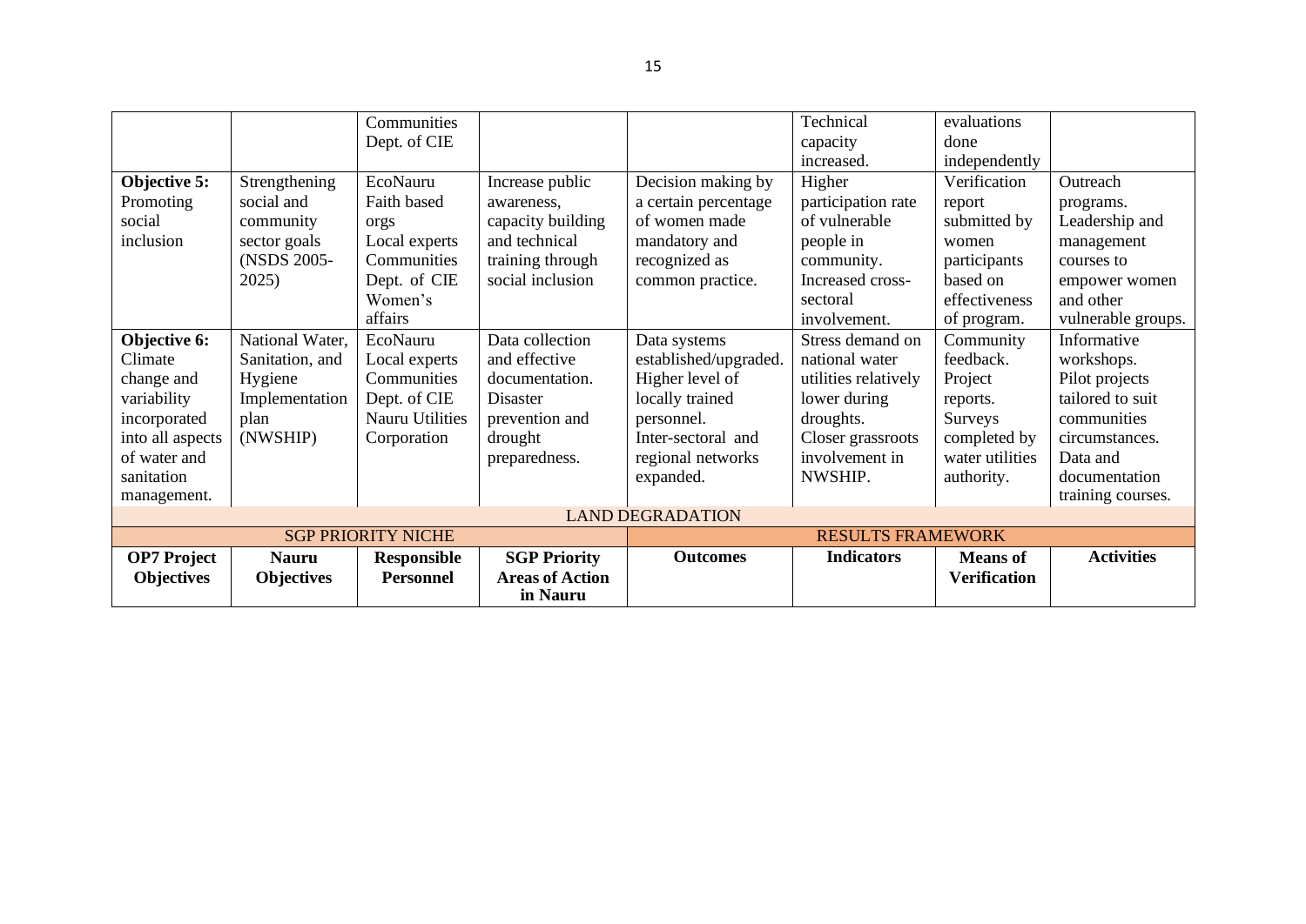| | | Communities Dept. of CIE | | | Technical capacity increased. | evaluations done independently | |
|---|---|---|---|---|---|---|---|
| **Objective 5:** Promoting social inclusion | Strengthening social and community sector goals (NSDS 2005-2025) | EcoNauru Faith based orgs Local experts Communities Dept. of CIE Women's affairs | Increase public awareness, capacity building and technical training through social inclusion | Decision making by a certain percentage of women made mandatory and recognized as common practice. | Higher participation rate of vulnerable people in community. Increased cross-sectoral involvement. | Verification report submitted by women participants based on effectiveness of program. | Outreach programs. Leadership and management courses to empower women and other vulnerable groups. |
| **Objective 6:** Climate change and variability incorporated into all aspects of water and sanitation management. | National Water, Sanitation, and Hygiene Implementation plan (NWSHIP) | EcoNauru Local experts Communities Dept. of CIE Nauru Utilities Corporation | Data collection and effective documentation. Disaster prevention and drought preparedness. | Data systems established/upgraded. Higher level of locally trained personnel. Inter-sectoral and regional networks expanded. | Stress demand on national water utilities relatively lower during droughts. Closer grassroots involvement in NWSHIP. | Community feedback. Project reports. Surveys completed by water utilities authority. | Informative workshops. Pilot projects tailored to suit communities circumstances. Data and documentation training courses. |
| LAND DEGRADATION | | | | | | | |
| SGP PRIORITY NICHE | | | | RESULTS FRAMEWORK | | | |
| **OP7 Project Objectives** | **Nauru Objectives** | **Responsible Personnel** | **SGP Priority Areas of Action in Nauru** | **Outcomes** | **Indicators** | **Means of Verification** | **Activities** |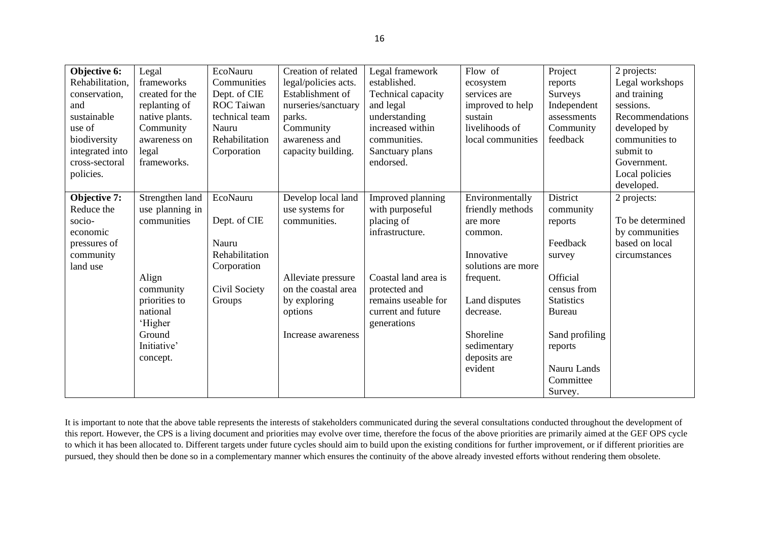| **Objective 6:** Rehabilitation, conservation, and sustainable use of biodiversity integrated into cross-sectoral policies. | Legal frameworks created for the replanting of native plants. Community awareness on legal frameworks. | EcoNauru Communities Dept. of CIE ROC Taiwan technical team Nauru Rehabilitation Corporation | Creation of related legal/policies acts. Establishment of nurseries/sanctuary parks. Community awareness and capacity building. | Legal framework established. Technical capacity and legal understanding increased within communities. Sanctuary plans endorsed. | Flow of ecosystem services are improved to help sustain livelihoods of local communities | Project reports Surveys Independent assessments Community feedback | 2 projects: Legal workshops and training sessions. Recommendations developed by communities to submit to Government. Local policies developed. |
|---|---|---|---|---|---|---|---|
| **Objective 7:** Reduce the socio-economic pressures of community land use | Strengthen land use planning in communities<br><br>Align community priorities to national 'Higher Ground Initiative' concept. | EcoNauru<br><br>Dept. of CIE<br><br>Nauru Rehabilitation Corporation<br><br>Civil Society Groups | Develop local land use systems for communities.<br><br>Alleviate pressure on the coastal area by exploring options<br><br>Increase awareness | Improved planning with purposeful placing of infrastructure.<br><br>Coastal land area is protected and remains useable for current and future generations | Environmentally friendly methods are more common.<br><br>Innovative solutions are more frequent.<br><br>Land disputes decrease.<br><br>Shoreline sedimentary deposits are evident | District community reports<br><br>Feedback survey<br><br>Official census from Statistics Bureau<br><br>Sand profiling reports<br><br>Nauru Lands Committee Survey. | 2 projects:<br><br>To be determined by communities based on local circumstances |

It is important to note that the above table represents the interests of stakeholders communicated during the several consultations conducted throughout the development of this report. However, the CPS is a living document and priorities may evolve over time, therefore the focus of the above priorities are primarily aimed at the GEF OPS cycle to which it has been allocated to. Different targets under future cycles should aim to build upon the existing conditions for further improvement, or if different priorities are pursued, they should then be done so in a complementary manner which ensures the continuity of the above already invested efforts without rendering them obsolete.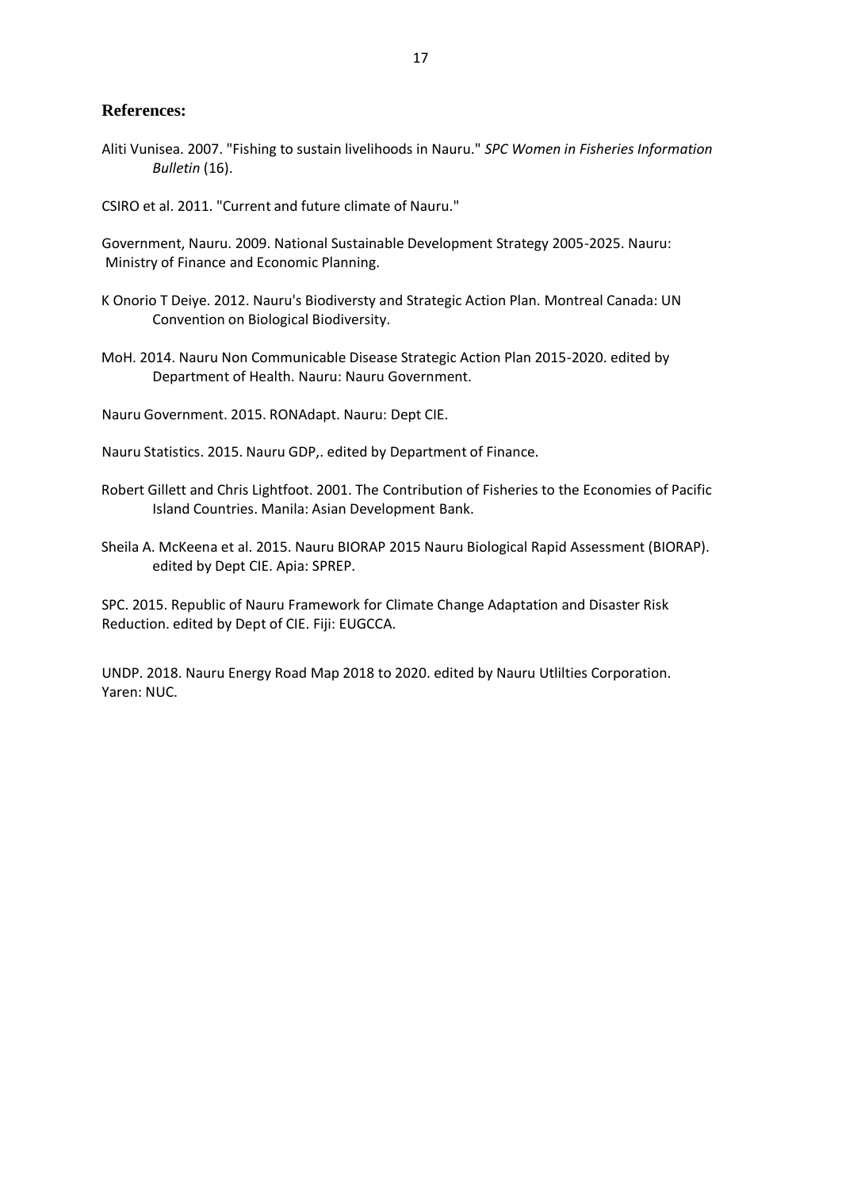## References:

Aliti Vunisea. 2007. "Fishing to sustain livelihoods in Nauru." *SPC Women in Fisheries Information Bulletin* (16).

CSIRO et al. 2011. "Current and future climate of Nauru."

Government, Nauru. 2009. National Sustainable Development Strategy 2005-2025. Nauru: Ministry of Finance and Economic Planning.

K Onorio T Deiye. 2012. Nauru's Biodiversty and Strategic Action Plan. Montreal Canada: UN Convention on Biological Biodiversity.

MoH. 2014. Nauru Non Communicable Disease Strategic Action Plan 2015-2020. edited by Department of Health. Nauru: Nauru Government.

Nauru Government. 2015. RONAdapt. Nauru: Dept CIE.

Nauru Statistics. 2015. Nauru GDP,. edited by Department of Finance.

Robert Gillett and Chris Lightfoot. 2001. The Contribution of Fisheries to the Economies of Pacific Island Countries. Manila: Asian Development Bank.

Sheila A. McKeena et al. 2015. Nauru BIORAP 2015 Nauru Biological Rapid Assessment (BIORAP). edited by Dept CIE. Apia: SPREP.

SPC. 2015. Republic of Nauru Framework for Climate Change Adaptation and Disaster Risk Reduction. edited by Dept of CIE. Fiji: EUGCCA.

UNDP. 2018. Nauru Energy Road Map 2018 to 2020. edited by Nauru Utlilties Corporation. Yaren: NUC.